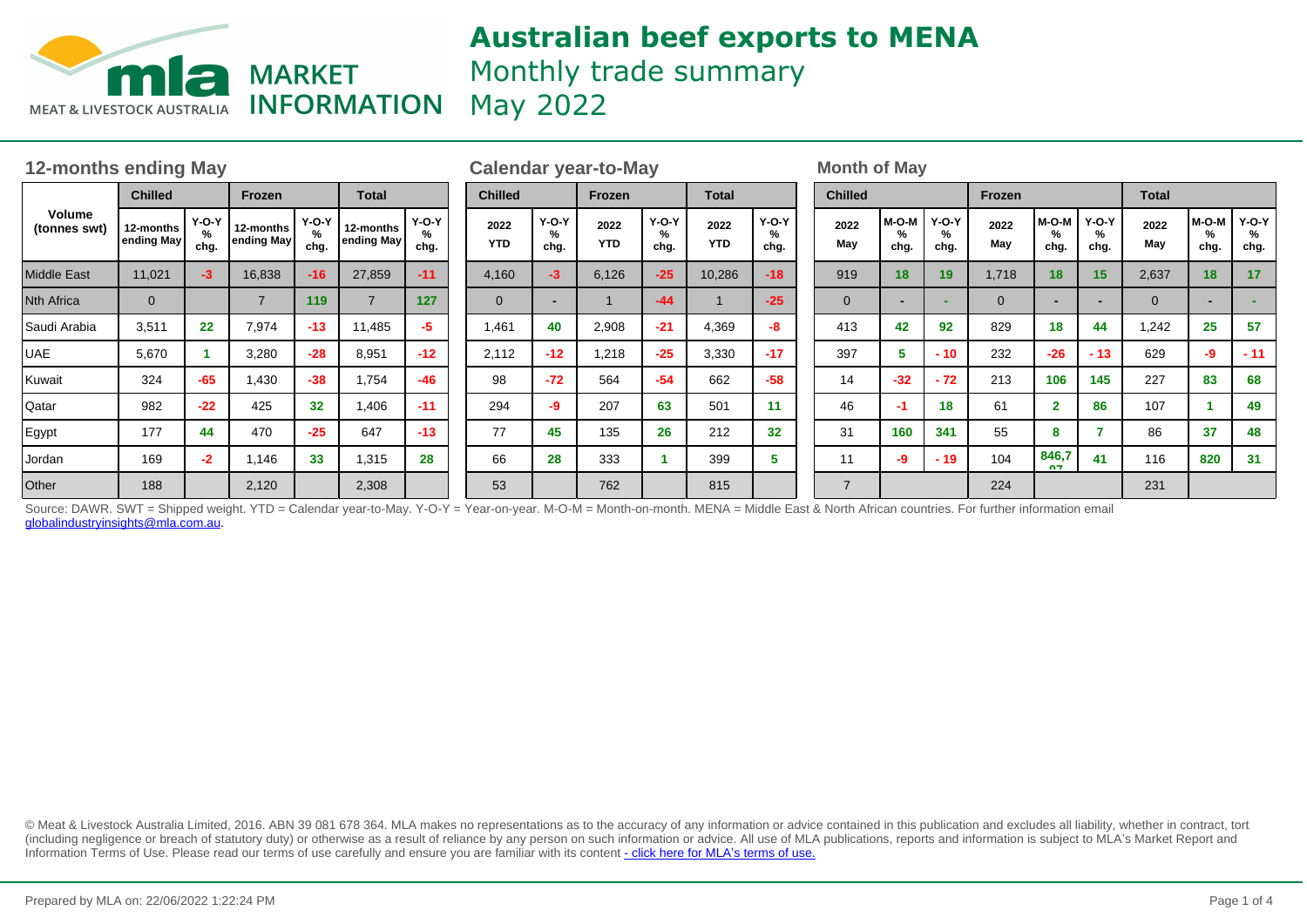# Australian beef exports to MENA

Monthly trade summary

May 2022

## 12-months ending May

| Volume (tonnes swt) | Chilled | | Frozen | | Total | |
|---|---|---|---|---|---|---|
| | 12-months ending May | Y-O-Y % chg. | 12-months ending May | Y-O-Y % chg. | 12-months ending May | Y-O-Y % chg. |
| Middle East | 11,021 | -3 | 16,838 | -16 | 27,859 | -11 |
| Nth Africa | 0 | | 7 | 119 | 7 | 127 |
| Saudi Arabia | 3,511 | 22 | 7,974 | -13 | 11,485 | -5 |
| UAE | 5,670 | 1 | 3,280 | -28 | 8,951 | -12 |
| Kuwait | 324 | -65 | 1,430 | -38 | 1,754 | -46 |
| Qatar | 982 | -22 | 425 | 32 | 1,406 | -11 |
| Egypt | 177 | 44 | 470 | -25 | 647 | -13 |
| Jordan | 169 | -2 | 1,146 | 33 | 1,315 | 28 |
| Other | 188 | | 2,120 | | 2,308 | |

## Calendar year-to-May

| Volume (tonnes swt) | Chilled | | Frozen | | Total | |
|---|---|---|---|---|---|---|
| | 2022 YTD | Y-O-Y % chg. | 2022 YTD | Y-O-Y % chg. | 2022 YTD | Y-O-Y % chg. |
| Middle East | 4,160 | -3 | 6,126 | -25 | 10,286 | -18 |
| Nth Africa | 0 | - | 1 | -44 | 1 | -25 |
| Saudi Arabia | 1,461 | 40 | 2,908 | -21 | 4,369 | -8 |
| UAE | 2,112 | -12 | 1,218 | -25 | 3,330 | -17 |
| Kuwait | 98 | -72 | 564 | -54 | 662 | -58 |
| Qatar | 294 | -9 | 207 | 63 | 501 | 11 |
| Egypt | 77 | 45 | 135 | 26 | 212 | 32 |
| Jordan | 66 | 28 | 333 | 1 | 399 | 5 |
| Other | 53 | | 762 | | 815 | |

## Month of May

| Volume (tonnes swt) | Chilled | | | Frozen | | | Total | | |
|---|---|---|---|---|---|---|---|---|---|
| | 2022 May | M-O-M % chg. | Y-O-Y % chg. | 2022 May | M-O-M % chg. | Y-O-Y % chg. | 2022 May | M-O-M % chg. | Y-O-Y % chg. |
| Middle East | 919 | 18 | 19 | 1,718 | 18 | 15 | 2,637 | 18 | 17 |
| Nth Africa | 0 | - | - | 0 | - | - | 0 | - | - |
| Saudi Arabia | 413 | 42 | 92 | 829 | 18 | 44 | 1,242 | 25 | 57 |
| UAE | 397 | 5 | - 10 | 232 | -26 | - 13 | 629 | -9 | - 11 |
| Kuwait | 14 | -32 | - 72 | 213 | 106 | 145 | 227 | 83 | 68 |
| Qatar | 46 | -1 | 18 | 61 | 2 | 86 | 107 | 1 | 49 |
| Egypt | 31 | 160 | 341 | 55 | 8 | 7 | 86 | 37 | 48 |
| Jordan | 11 | -9 | - 19 | 104 | 846,707 | 41 | 116 | 820 | 31 |
| Other | 7 | | | 224 | | | 231 | | |

Source: DAWR. SWT = Shipped weight. YTD = Calendar year-to-May. Y-O-Y = Year-on-year. M-O-M = Month-on-month. MENA = Middle East & North African countries. For further information email globalindustryinsights@mla.com.au.

© Meat & Livestock Australia Limited, 2016. ABN 39 081 678 364. MLA makes no representations as to the accuracy of any information or advice contained in this publication and excludes all liability, whether in contract, tort (including negligence or breach of statutory duty) or otherwise as a result of reliance by any person on such information or advice. All use of MLA publications, reports and information is subject to MLA's Market Report and Information Terms of Use. Please read our terms of use carefully and ensure you are familiar with its content - click here for MLA's terms of use.

Prepared by MLA on: 22/06/2022 1:22:24 PM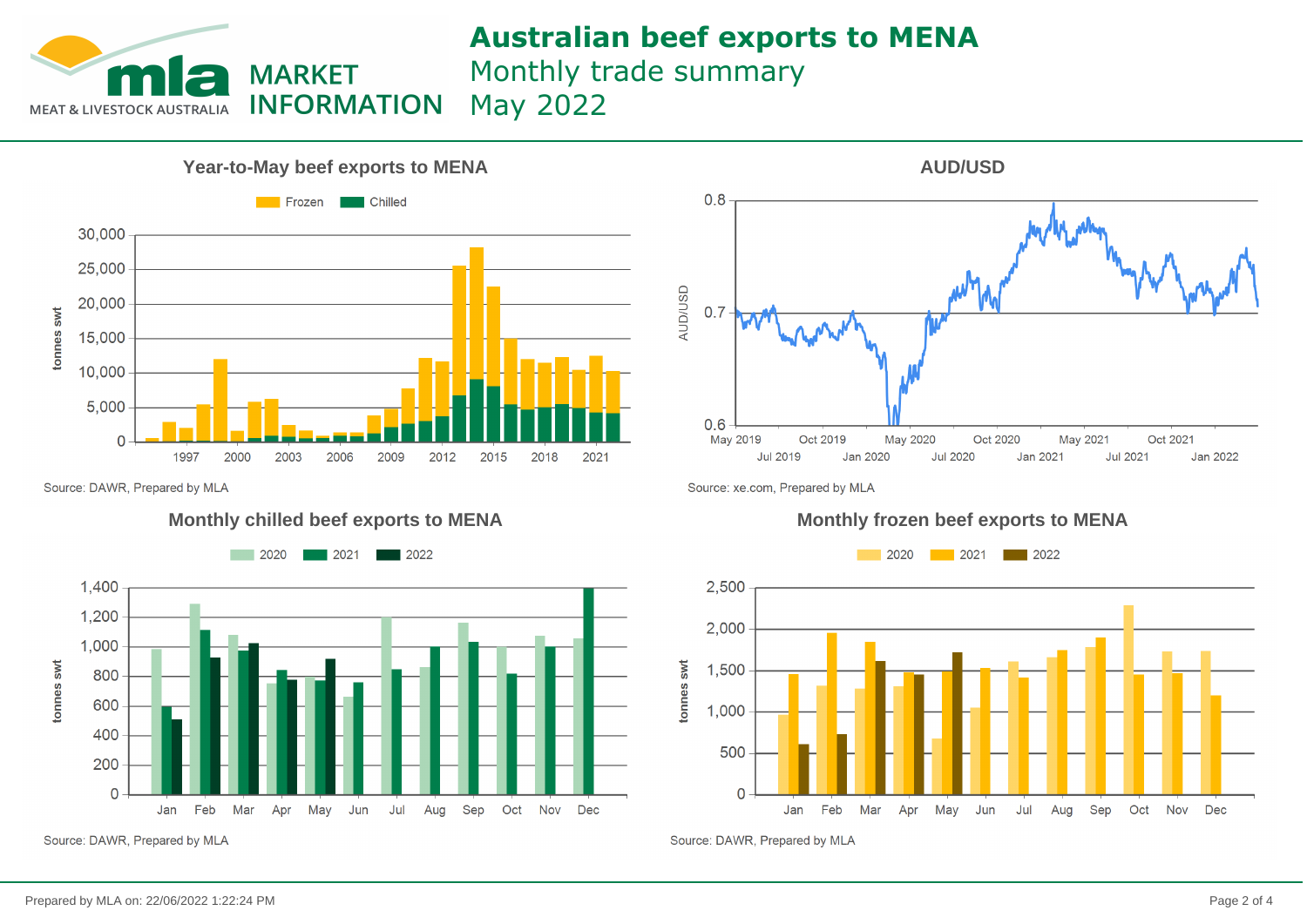# Australian beef exports to MENA

Monthly trade summary

May 2022

MEAT & LIVESTOCK AUSTRALIA

MARKET INFORMATION

## Year-to-May beef exports to MENA

Frozen
Chilled

tonnes swt

30,000
25,000
20,000
15,000
10,000
5,000
0

1997 2000 2003 2006 2009 2012 2015 2018 2021

Source: DAWR, Prepared by MLA

## AUD/USD

AUD/USD

0.8
0.7
0.6

May 2019 Oct 2019 May 2020 Oct 2020 May 2021 Oct 2021

Jul 2019 Jan 2020 Jul 2020 Jan 2021 Jul 2021 Jan 2022

Source: xe.com, Prepared by MLA

## Monthly chilled beef exports to MENA

2020 2021 2022

tonnes swt

1,400
1,200
1,000
800
600
400
200
0

Jan Feb Mar Apr May Jun Jul Aug Sep Oct Nov Dec

Source: DAWR, Prepared by MLA

## Monthly frozen beef exports to MENA

2020 2021 2022

tonnes swt

2,500
2,000
1,500
1,000
500
0

Jan Feb Mar Apr May Jun Jul Aug Sep Oct Nov Dec

Source: DAWR, Prepared by MLA

Prepared by MLA on: 22/06/2022 1:22:24 PM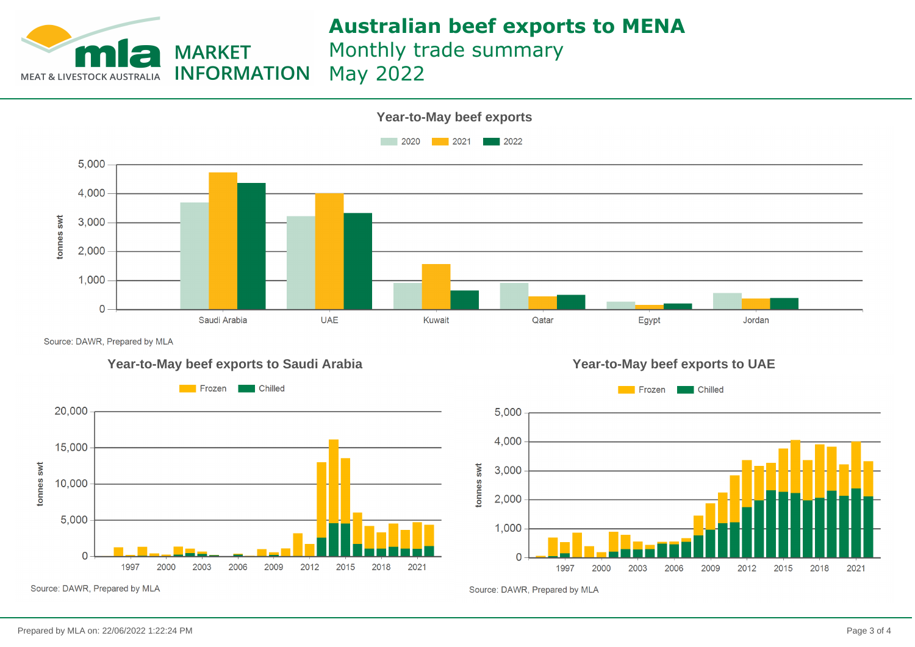# Australian beef exports to MENA

Monthly trade summary

May 2022

MEAT & LIVESTOCK AUSTRALIA — MARKET INFORMATION

## Year-to-May beef exports

Legend: 2020, 2021, 2022

tonnes swt

Saudi Arabia, UAE, Kuwait, Qatar, Egypt, Jordan

Source: DAWR, Prepared by MLA

## Year-to-May beef exports to Saudi Arabia

Legend: Frozen, Chilled

tonnes swt

Source: DAWR, Prepared by MLA

## Year-to-May beef exports to UAE

Legend: Frozen, Chilled

tonnes swt

Source: DAWR, Prepared by MLA

Prepared by MLA on: 22/06/2022 1:22:24 PM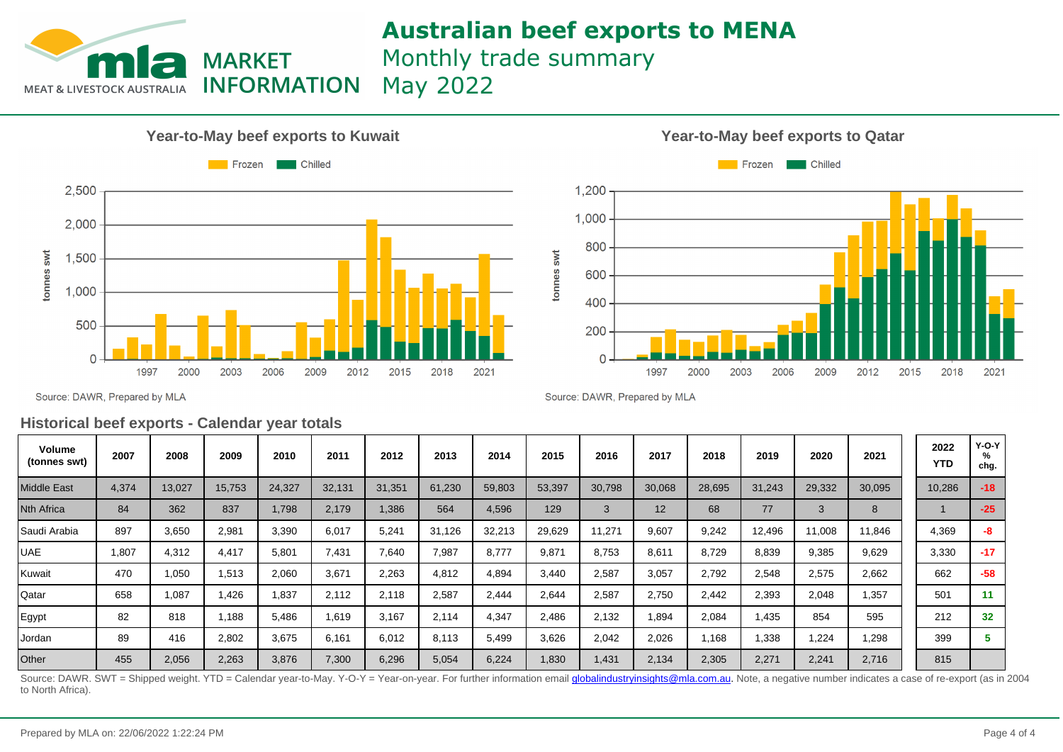# Australian beef exports to MENA

Monthly trade summary

May 2022

MEAT & LIVESTOCK AUSTRALIA — MARKET INFORMATION

## Year-to-May beef exports to Kuwait

Frozen Chilled

tonnes swt

2,500
2,000
1,500
1,000
500
0

1997 2000 2003 2006 2009 2012 2015 2018 2021

Source: DAWR, Prepared by MLA

## Year-to-May beef exports to Qatar

Frozen Chilled

tonnes swt

1,200
1,000
800
600
400
200
0

1997 2000 2003 2006 2009 2012 2015 2018 2021

Source: DAWR, Prepared by MLA

## Historical beef exports - Calendar year totals

| Volume (tonnes swt) | 2007 | 2008 | 2009 | 2010 | 2011 | 2012 | 2013 | 2014 | 2015 | 2016 | 2017 | 2018 | 2019 | 2020 | 2021 | 2022 YTD | Y-O-Y % chg. |
|---|---|---|---|---|---|---|---|---|---|---|---|---|---|---|---|---|---|
| Middle East | 4,374 | 13,027 | 15,753 | 24,327 | 32,131 | 31,351 | 61,230 | 59,803 | 53,397 | 30,798 | 30,068 | 28,695 | 31,243 | 29,332 | 30,095 | 10,286 | -18 |
| Nth Africa | 84 | 362 | 837 | 1,798 | 2,179 | 1,386 | 564 | 4,596 | 129 | 3 | 12 | 68 | 77 | 3 | 8 | 1 | -25 |
| Saudi Arabia | 897 | 3,650 | 2,981 | 3,390 | 6,017 | 5,241 | 31,126 | 32,213 | 29,629 | 11,271 | 9,607 | 9,242 | 12,496 | 11,008 | 11,846 | 4,369 | -8 |
| UAE | 1,807 | 4,312 | 4,417 | 5,801 | 7,431 | 7,640 | 7,987 | 8,777 | 9,871 | 8,753 | 8,611 | 8,729 | 8,839 | 9,385 | 9,629 | 3,330 | -17 |
| Kuwait | 470 | 1,050 | 1,513 | 2,060 | 3,671 | 2,263 | 4,812 | 4,894 | 3,440 | 2,587 | 3,057 | 2,792 | 2,548 | 2,575 | 2,662 | 662 | -58 |
| Qatar | 658 | 1,087 | 1,426 | 1,837 | 2,112 | 2,118 | 2,587 | 2,444 | 2,644 | 2,587 | 2,750 | 2,442 | 2,393 | 2,048 | 1,357 | 501 | 11 |
| Egypt | 82 | 818 | 1,188 | 5,486 | 1,619 | 3,167 | 2,114 | 4,347 | 2,486 | 2,132 | 1,894 | 2,084 | 1,435 | 854 | 595 | 212 | 32 |
| Jordan | 89 | 416 | 2,802 | 3,675 | 6,161 | 6,012 | 8,113 | 5,499 | 3,626 | 2,042 | 2,026 | 1,168 | 1,338 | 1,224 | 1,298 | 399 | 5 |
| Other | 455 | 2,056 | 2,263 | 3,876 | 7,300 | 6,296 | 5,054 | 6,224 | 1,830 | 1,431 | 2,134 | 2,305 | 2,271 | 2,241 | 2,716 | 815 | |

Source: DAWR. SWT = Shipped weight. YTD = Calendar year-to-May. Y-O-Y = Year-on-year. For further information email globalindustryinsights@mla.com.au. Note, a negative number indicates a case of re-export (as in 2004 to North Africa).

Prepared by MLA on: 22/06/2022 1:22:24 PM